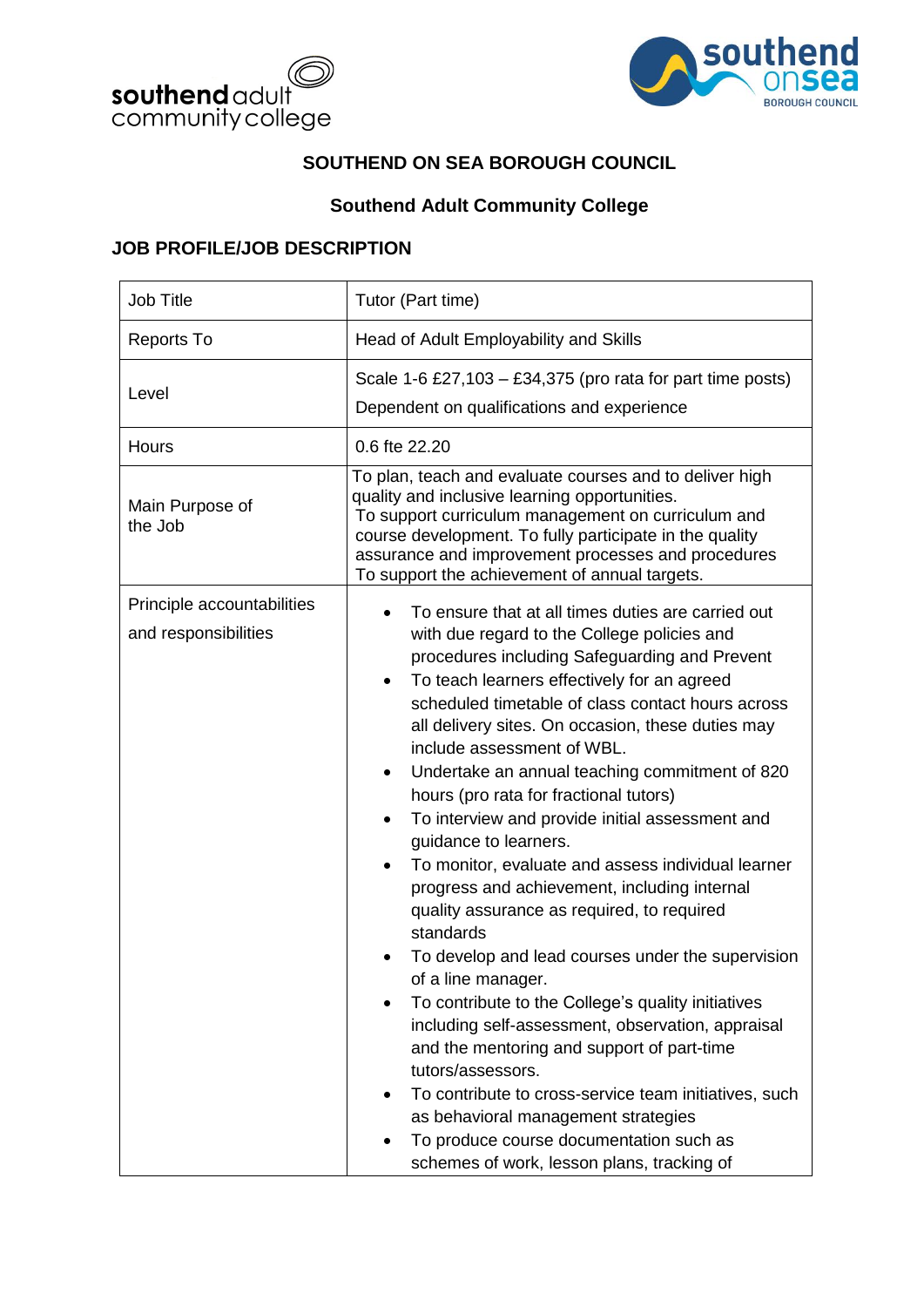# SOUTHEND ON SEA BOROUGH COUNCIL

## Southend Adult Community College

### JOB PROFILE/JOB DESCRIPTION

| Job Title | Tutor (Part time) |
|---|---|
| Reports To | Head of Adult Employability and Skills |
| Level | Scale 1-6 £27,103 – £34,375 (pro rata for part time posts)<br>Dependent on qualifications and experience |
| Hours | 0.6 fte 22.20 |
| Main Purpose of the Job | To plan, teach and evaluate courses and to deliver high quality and inclusive learning opportunities.<br>To support curriculum management on curriculum and course development. To fully participate in the quality assurance and improvement processes and procedures<br>To support the achievement of annual targets. |
| Principle accountabilities and responsibilities | • To ensure that at all times duties are carried out with due regard to the College policies and procedures including Safeguarding and Prevent<br>• To teach learners effectively for an agreed scheduled timetable of class contact hours across all delivery sites. On occasion, these duties may include assessment of WBL.<br>• Undertake an annual teaching commitment of 820 hours (pro rata for fractional tutors)<br>• To interview and provide initial assessment and guidance to learners.<br>• To monitor, evaluate and assess individual learner progress and achievement, including internal quality assurance as required, to required standards<br>• To develop and lead courses under the supervision of a line manager.<br>• To contribute to the College's quality initiatives including self-assessment, observation, appraisal and the mentoring and support of part-time tutors/assessors.<br>• To contribute to cross-service team initiatives, such as behavioral management strategies<br>• To produce course documentation such as schemes of work, lesson plans, tracking of |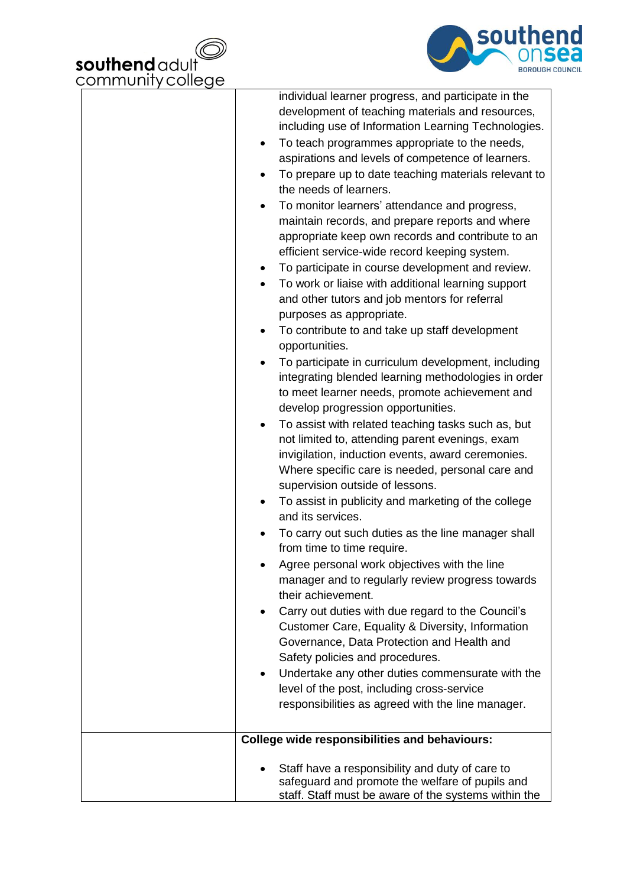| | |
|---|---|
| | individual learner progress, and participate in the development of teaching materials and resources, including use of Information Learning Technologies.<br>• To teach programmes appropriate to the needs, aspirations and levels of competence of learners.<br>• To prepare up to date teaching materials relevant to the needs of learners.<br>• To monitor learners' attendance and progress, maintain records, and prepare reports and where appropriate keep own records and contribute to an efficient service-wide record keeping system.<br>• To participate in course development and review.<br>• To work or liaise with additional learning support and other tutors and job mentors for referral purposes as appropriate.<br>• To contribute to and take up staff development opportunities.<br>• To participate in curriculum development, including integrating blended learning methodologies in order to meet learner needs, promote achievement and develop progression opportunities.<br>• To assist with related teaching tasks such as, but not limited to, attending parent evenings, exam invigilation, induction events, award ceremonies. Where specific care is needed, personal care and supervision outside of lessons.<br>• To assist in publicity and marketing of the college and its services.<br>• To carry out such duties as the line manager shall from time to time require.<br>• Agree personal work objectives with the line manager and to regularly review progress towards their achievement.<br>• Carry out duties with due regard to the Council's Customer Care, Equality & Diversity, Information Governance, Data Protection and Health and Safety policies and procedures.<br>• Undertake any other duties commensurate with the level of the post, including cross-service responsibilities as agreed with the line manager. |
| | **College wide responsibilities and behaviours:**<br><br>• Staff have a responsibility and duty of care to safeguard and promote the welfare of pupils and staff. Staff must be aware of the systems within the |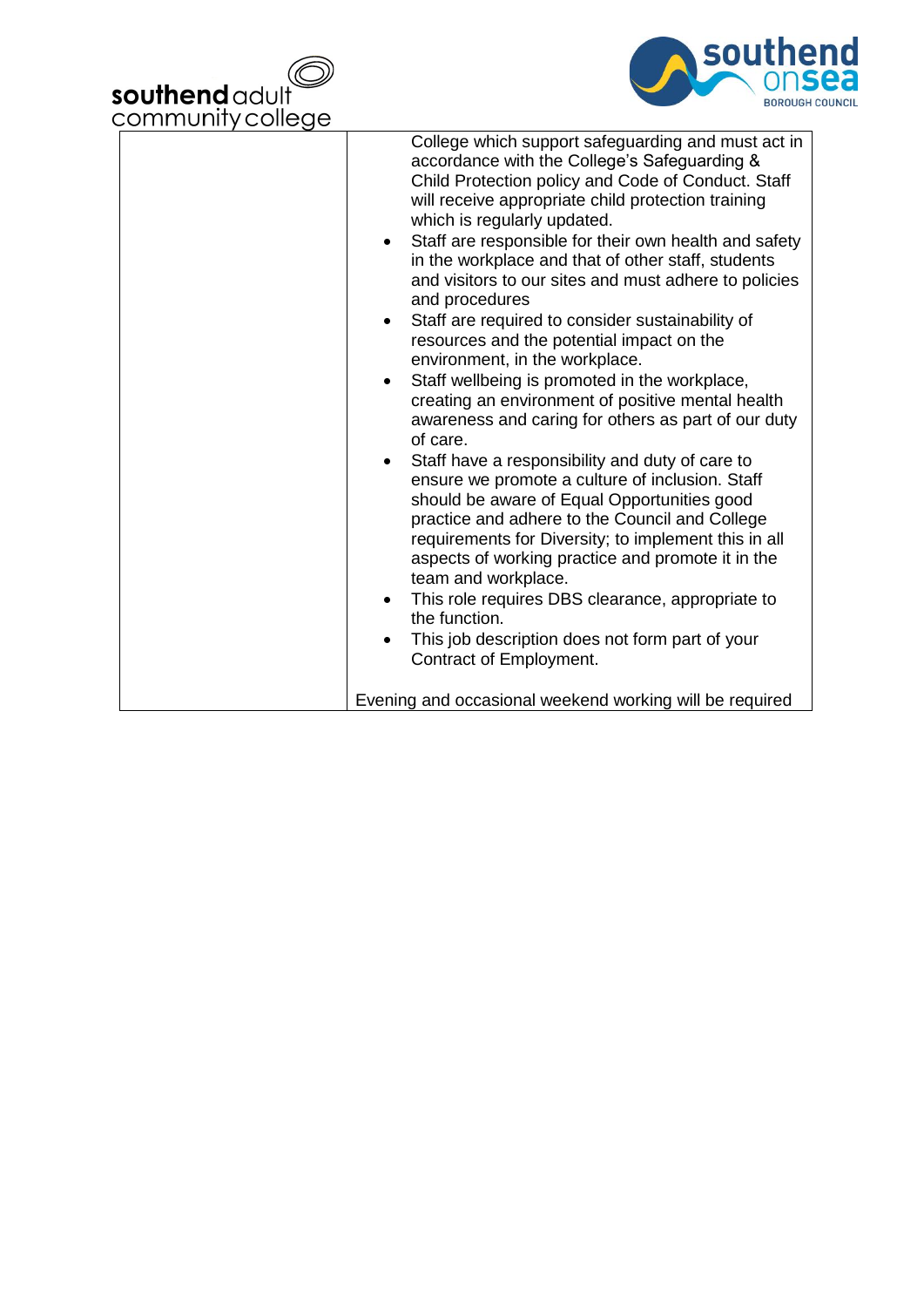|  |  |
|---|---|
|  | College which support safeguarding and must act in accordance with the College's Safeguarding & Child Protection policy and Code of Conduct. Staff will receive appropriate child protection training which is regularly updated.<br>• Staff are responsible for their own health and safety in the workplace and that of other staff, students and visitors to our sites and must adhere to policies and procedures<br>• Staff are required to consider sustainability of resources and the potential impact on the environment, in the workplace.<br>• Staff wellbeing is promoted in the workplace, creating an environment of positive mental health awareness and caring for others as part of our duty of care.<br>• Staff have a responsibility and duty of care to ensure we promote a culture of inclusion. Staff should be aware of Equal Opportunities good practice and adhere to the Council and College requirements for Diversity; to implement this in all aspects of working practice and promote it in the team and workplace.<br>• This role requires DBS clearance, appropriate to the function.<br>• This job description does not form part of your Contract of Employment.<br><br>Evening and occasional weekend working will be required |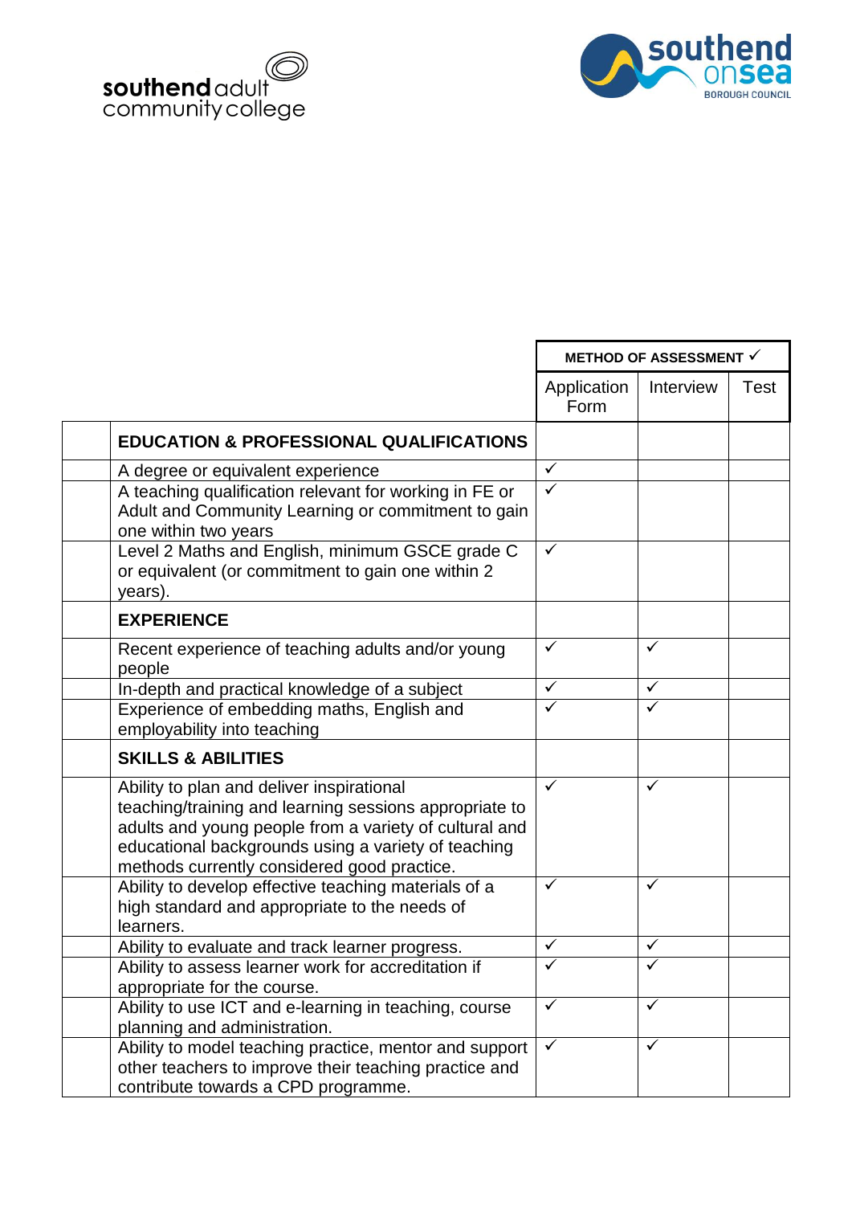southend adult community college

southend on sea BOROUGH COUNCIL

| | | METHOD OF ASSESSMENT ✓ | | |
|---|---|---|---|---|
| | | Application Form | Interview | Test |
| | **EDUCATION & PROFESSIONAL QUALIFICATIONS** | | | |
| | A degree or equivalent experience | ✓ | | |
| | A teaching qualification relevant for working in FE or Adult and Community Learning or commitment to gain one within two years | ✓ | | |
| | Level 2 Maths and English, minimum GSCE grade C or equivalent (or commitment to gain one within 2 years). | ✓ | | |
| | **EXPERIENCE** | | | |
| | Recent experience of teaching adults and/or young people | ✓ | ✓ | |
| | In-depth and practical knowledge of a subject | ✓ | ✓ | |
| | Experience of embedding maths, English and employability into teaching | ✓ | ✓ | |
| | **SKILLS & ABILITIES** | | | |
| | Ability to plan and deliver inspirational teaching/training and learning sessions appropriate to adults and young people from a variety of cultural and educational backgrounds using a variety of teaching methods currently considered good practice. | ✓ | ✓ | |
| | Ability to develop effective teaching materials of a high standard and appropriate to the needs of learners. | ✓ | ✓ | |
| | Ability to evaluate and track learner progress. | ✓ | ✓ | |
| | Ability to assess learner work for accreditation if appropriate for the course. | ✓ | ✓ | |
| | Ability to use ICT and e-learning in teaching, course planning and administration. | ✓ | ✓ | |
| | Ability to model teaching practice, mentor and support other teachers to improve their teaching practice and contribute towards a CPD programme. | ✓ | ✓ | |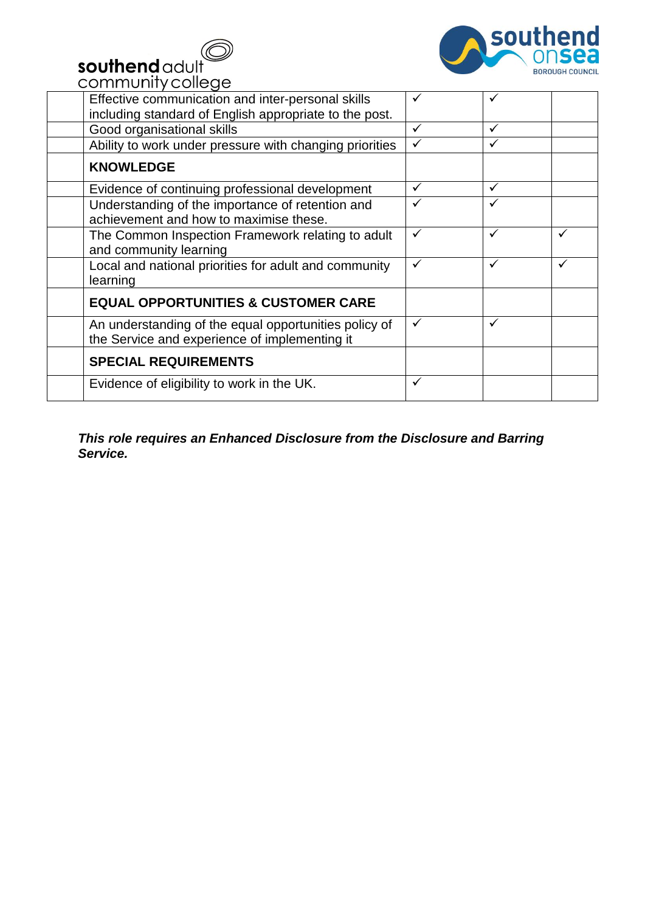| | | | | |
|---|---|---|---|---|
| | Effective communication and inter-personal skills including standard of English appropriate to the post. | ✓ | ✓ | |
| | Good organisational skills | ✓ | ✓ | |
| | Ability to work under pressure with changing priorities | ✓ | ✓ | |
| | **KNOWLEDGE** | | | |
| | Evidence of continuing professional development | ✓ | ✓ | |
| | Understanding of the importance of retention and achievement and how to maximise these. | ✓ | ✓ | |
| | The Common Inspection Framework relating to adult and community learning | ✓ | ✓ | ✓ |
| | Local and national priorities for adult and community learning | ✓ | ✓ | ✓ |
| | **EQUAL OPPORTUNITIES & CUSTOMER CARE** | | | |
| | An understanding of the equal opportunities policy of the Service and experience of implementing it | ✓ | ✓ | |
| | **SPECIAL REQUIREMENTS** | | | |
| | Evidence of eligibility to work in the UK. | ✓ | | |

***This role requires an Enhanced Disclosure from the Disclosure and Barring Service.***